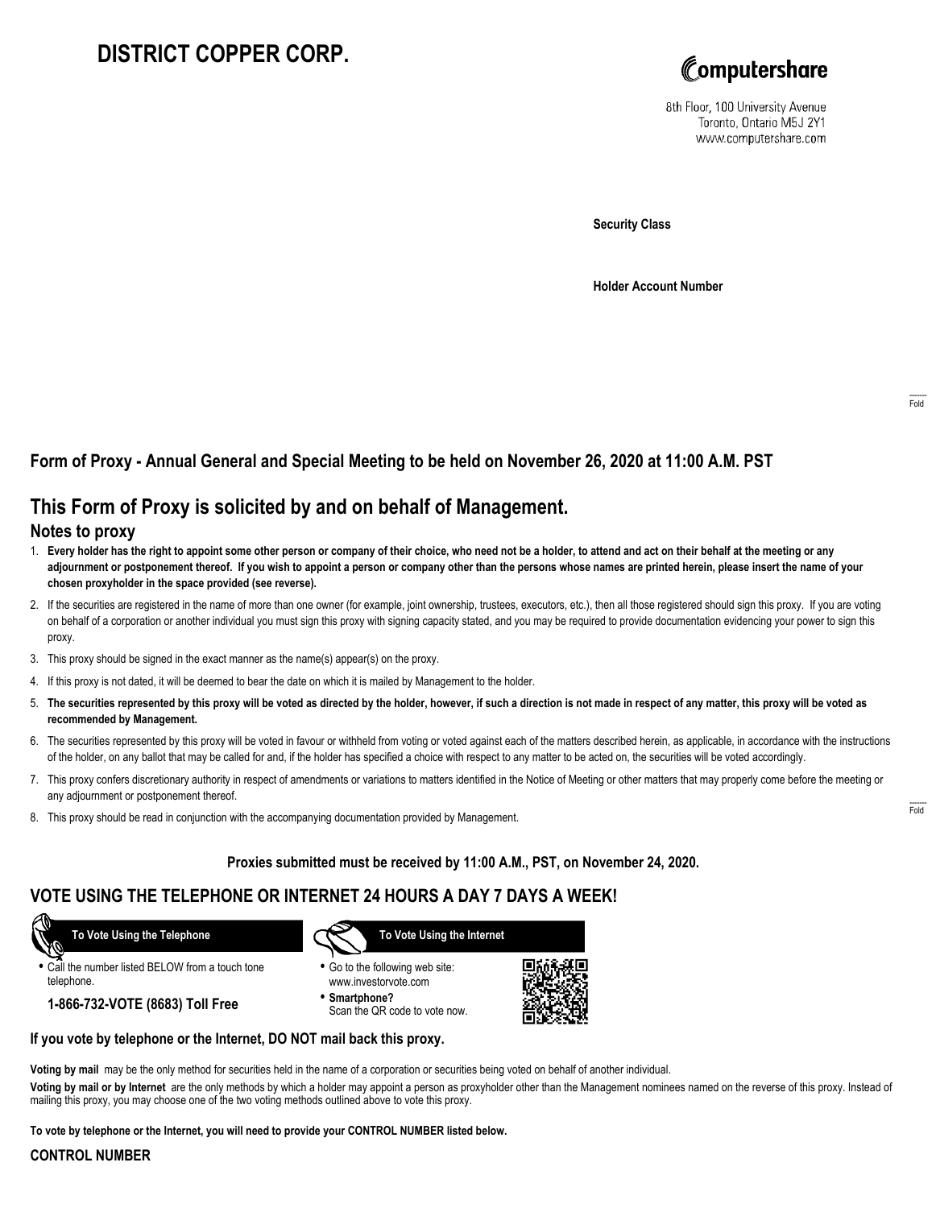# DISTRICT COPPER CORP.

Computershare

8th Floor, 100 University Avenue
Toronto, Ontario M5J 2Y1
www.computershare.com

**Security Class**

**Holder Account Number**

Fold

### Form of Proxy - Annual General and Special Meeting to be held on November 26, 2020 at 11:00 A.M. PST

## This Form of Proxy is solicited by and on behalf of Management.

### Notes to proxy

1. **Every holder has the right to appoint some other person or company of their choice, who need not be a holder, to attend and act on their behalf at the meeting or any adjournment or postponement thereof. If you wish to appoint a person or company other than the persons whose names are printed herein, please insert the name of your chosen proxyholder in the space provided (see reverse).**
2. If the securities are registered in the name of more than one owner (for example, joint ownership, trustees, executors, etc.), then all those registered should sign this proxy. If you are voting on behalf of a corporation or another individual you must sign this proxy with signing capacity stated, and you may be required to provide documentation evidencing your power to sign this proxy.
3. This proxy should be signed in the exact manner as the name(s) appear(s) on the proxy.
4. If this proxy is not dated, it will be deemed to bear the date on which it is mailed by Management to the holder.
5. **The securities represented by this proxy will be voted as directed by the holder, however, if such a direction is not made in respect of any matter, this proxy will be voted as recommended by Management.**
6. The securities represented by this proxy will be voted in favour or withheld from voting or voted against each of the matters described herein, as applicable, in accordance with the instructions of the holder, on any ballot that may be called for and, if the holder has specified a choice with respect to any matter to be acted on, the securities will be voted accordingly.
7. This proxy confers discretionary authority in respect of amendments or variations to matters identified in the Notice of Meeting or other matters that may properly come before the meeting or any adjournment or postponement thereof.
8. This proxy should be read in conjunction with the accompanying documentation provided by Management.

Fold

**Proxies submitted must be received by 11:00 A.M., PST, on November 24, 2020.**

## VOTE USING THE TELEPHONE OR INTERNET 24 HOURS A DAY 7 DAYS A WEEK!

**To Vote Using the Telephone**

- Call the number listed BELOW from a touch tone telephone.

**1-866-732-VOTE (8683) Toll Free**

**To Vote Using the Internet**

- Go to the following web site: www.investorvote.com
- **Smartphone?** Scan the QR code to vote now.

**If you vote by telephone or the Internet, DO NOT mail back this proxy.**

**Voting by mail** may be the only method for securities held in the name of a corporation or securities being voted on behalf of another individual.

**Voting by mail or by Internet** are the only methods by which a holder may appoint a person as proxyholder other than the Management nominees named on the reverse of this proxy. Instead of mailing this proxy, you may choose one of the two voting methods outlined above to vote this proxy.

**To vote by telephone or the Internet, you will need to provide your CONTROL NUMBER listed below.**

**CONTROL NUMBER**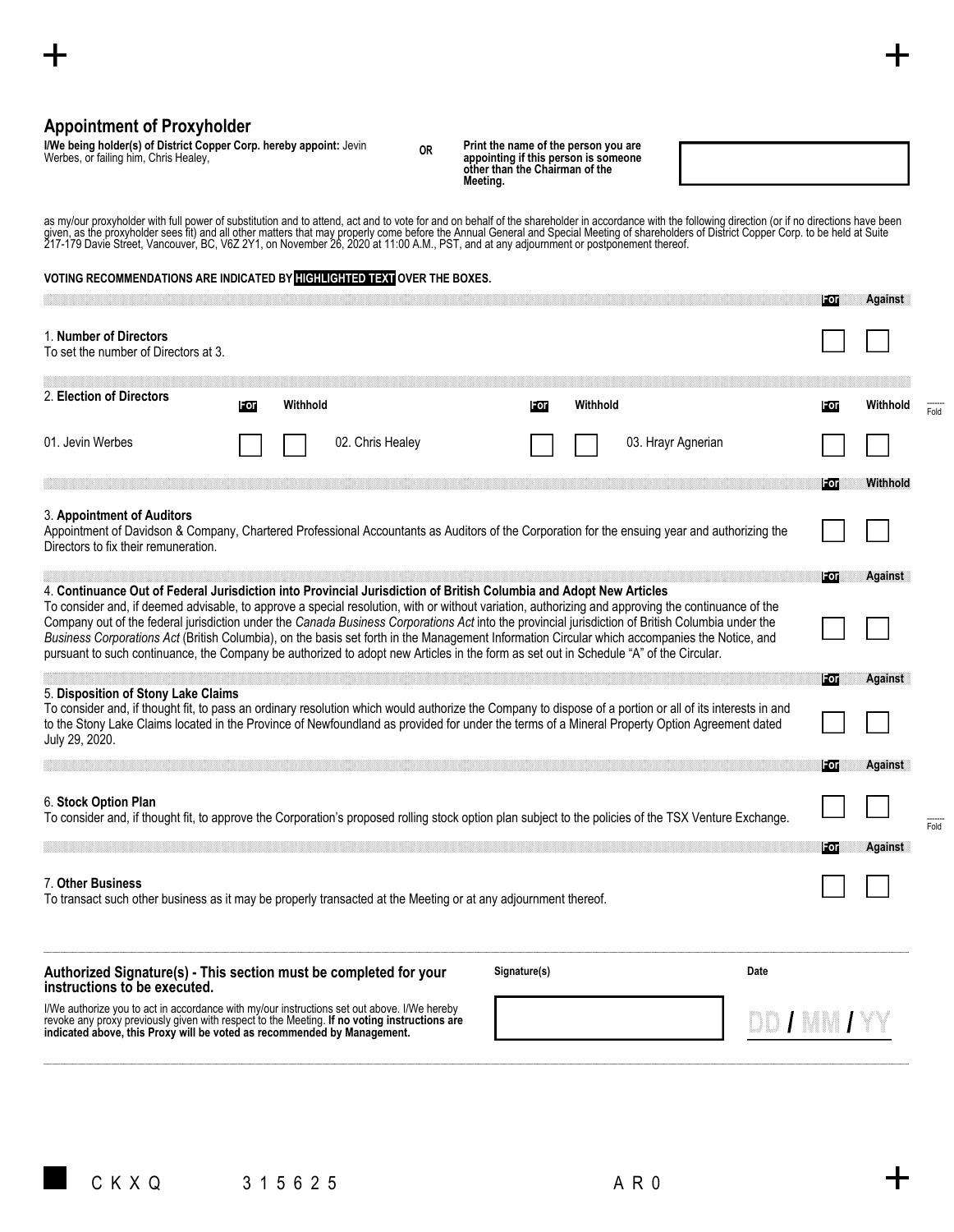## Appointment of Proxyholder

**I/We being holder(s) of District Copper Corp. hereby appoint:** Jevin Werbes, or failing him, Chris Healey,

**OR**

**Print the name of the person you are appointing if this person is someone other than the Chairman of the Meeting.**

as my/our proxyholder with full power of substitution and to attend, act and to vote for and on behalf of the shareholder in accordance with the following direction (or if no directions have been given, as the proxyholder sees fit) and all other matters that may properly come before the Annual General and Special Meeting of shareholders of District Copper Corp. to be held at Suite 217-179 Davie Street, Vancouver, BC, V6Z 2Y1, on November 26, 2020 at 11:00 A.M., PST, and at any adjournment or postponement thereof.

**VOTING RECOMMENDATIONS ARE INDICATED BY HIGHLIGHTED TEXT OVER THE BOXES.**

| | For | Against |
|---|---|---|
| 1. **Number of Directors**<br>To set the number of Directors at 3. | ☐ | ☐ |

**2. Election of Directors**

| | For | Withhold | | For | Withhold | | For | Withhold |
|---|---|---|---|---|---|---|---|---|
| 01. Jevin Werbes | ☐ | ☐ | 02. Chris Healey | ☐ | ☐ | 03. Hrayr Agnerian | ☐ | ☐ |

| | For | Withhold |
|---|---|---|
| 3. **Appointment of Auditors**<br>Appointment of Davidson & Company, Chartered Professional Accountants as Auditors of the Corporation for the ensuing year and authorizing the Directors to fix their remuneration. | ☐ | ☐ |

| | For | Against |
|---|---|---|
| 4. **Continuance Out of Federal Jurisdiction into Provincial Jurisdiction of British Columbia and Adopt New Articles**<br>To consider and, if deemed advisable, to approve a special resolution, with or without variation, authorizing and approving the continuance of the Company out of the federal jurisdiction under the *Canada Business Corporations Act* into the provincial jurisdiction of British Columbia under the *Business Corporations Act* (British Columbia), on the basis set forth in the Management Information Circular which accompanies the Notice, and pursuant to such continuance, the Company be authorized to adopt new Articles in the form as set out in Schedule "A" of the Circular. | ☐ | ☐ |
| 5. **Disposition of Stony Lake Claims**<br>To consider and, if thought fit, to pass an ordinary resolution which would authorize the Company to dispose of a portion or all of its interests in and to the Stony Lake Claims located in the Province of Newfoundland as provided for under the terms of a Mineral Property Option Agreement dated July 29, 2020. | ☐ | ☐ |
| 6. **Stock Option Plan**<br>To consider and, if thought fit, to approve the Corporation's proposed rolling stock option plan subject to the policies of the TSX Venture Exchange. | ☐ | ☐ |
| 7. **Other Business**<br>To transact such other business as it may be properly transacted at the Meeting or at any adjournment thereof. | ☐ | ☐ |

**Authorized Signature(s) - This section must be completed for your instructions to be executed.**

I/We authorize you to act in accordance with my/our instructions set out above. I/We hereby revoke any proxy previously given with respect to the Meeting. **If no voting instructions are indicated above, this Proxy will be voted as recommended by Management.**

Signature(s)

Date

DD / MM / YY

C K X Q 3 1 5 6 2 5 A R 0